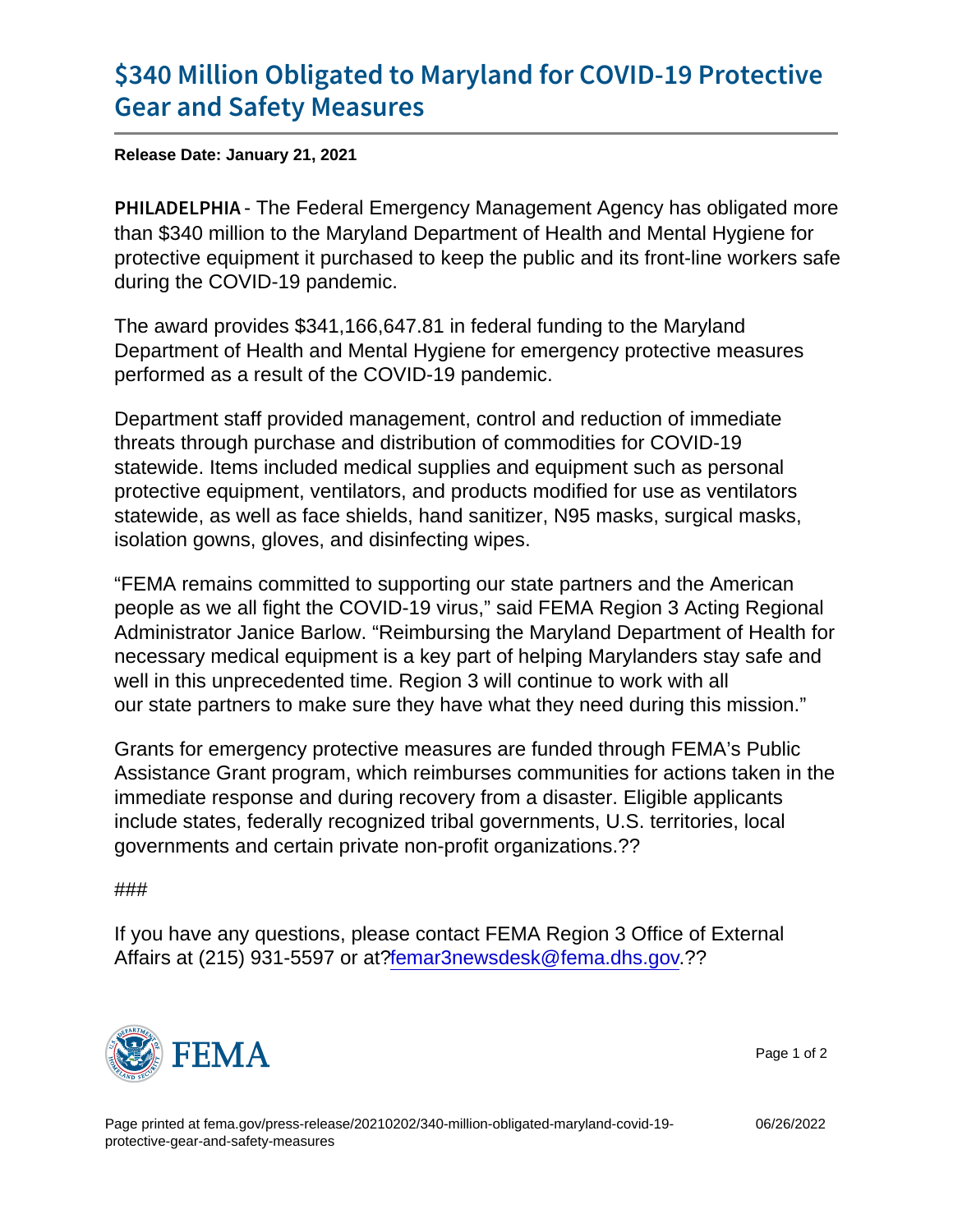# $340 Million Obligated to Maryland for COVID-19 Protective Gear and Safety Measures

**Release Date: January 21, 2021**

PHILADELPHIA - The Federal Emergency Management Agency has obligated more than $340 million to the Maryland Department of Health and Mental Hygiene for protective equipment it purchased to keep the public and its front-line workers safe during the COVID-19 pandemic.

The award provides $341,166,647.81 in federal funding to the Maryland Department of Health and Mental Hygiene for emergency protective measures performed as a result of the COVID-19 pandemic.

Department staff provided management, control and reduction of immediate threats through purchase and distribution of commodities for COVID-19 statewide. Items included medical supplies and equipment such as personal protective equipment, ventilators, and products modified for use as ventilators statewide, as well as face shields, hand sanitizer, N95 masks, surgical masks, isolation gowns, gloves, and disinfecting wipes.

“FEMA remains committed to supporting our state partners and the American people as we all fight the COVID-19 virus,” said FEMA Region 3 Acting Regional Administrator Janice Barlow. “Reimbursing the Maryland Department of Health for necessary medical equipment is a key part of helping Marylanders stay safe and well in this unprecedented time. Region 3 will continue to work with all our state partners to make sure they have what they need during this mission.”

Grants for emergency protective measures are funded through FEMA’s Public Assistance Grant program, which reimburses communities for actions taken in the immediate response and during recovery from a disaster. Eligible applicants include states, federally recognized tribal governments, U.S. territories, local governments and certain private non-profit organizations.??

###

If you have any questions, please contact FEMA Region 3 Office of External Affairs at (215) 931-5597 or at?femar3newsdesk@fema.dhs.gov.??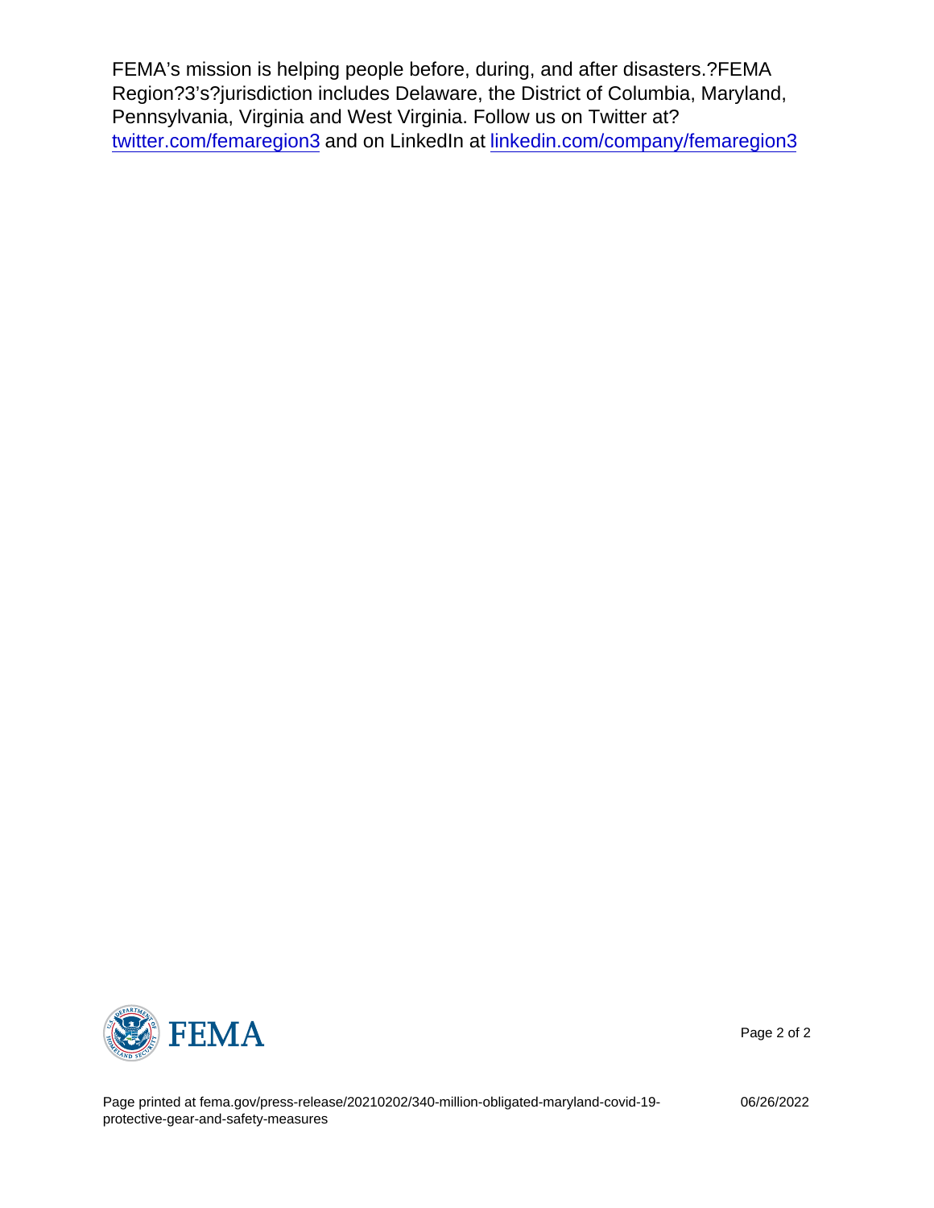FEMA’s mission is helping people before, during, and after disasters.?FEMA Region?3’s?jurisdiction includes Delaware, the District of Columbia, Maryland, Pennsylvania, Virginia and West Virginia. Follow us on Twitter at? [twitter.com/femaregion3](https://twitter.com/femaregion3) and on LinkedIn at [linkedin.com/company/femaregion3](https://linkedin.com/company/femaregion3)